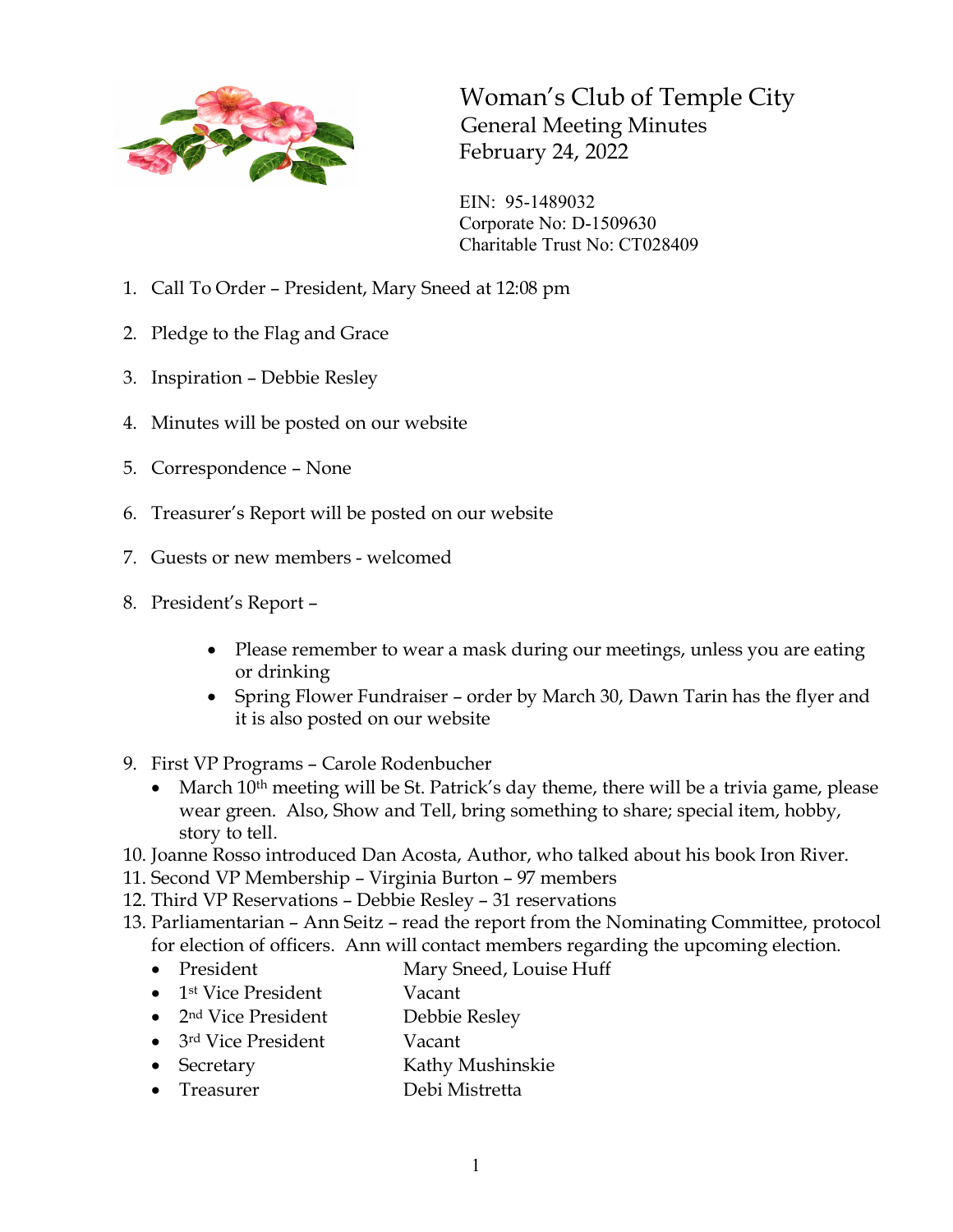# Woman's Club of Temple City

## General Meeting Minutes

## February 24, 2022

EIN: 95-1489032
Corporate No: D-1509630
Charitable Trust No: CT028409

1. Call To Order – President, Mary Sneed at 12:08 pm

2. Pledge to the Flag and Grace

3. Inspiration – Debbie Resley

4. Minutes will be posted on our website

5. Correspondence – None

6. Treasurer's Report will be posted on our website

7. Guests or new members - welcomed

8. President's Report –

   - Please remember to wear a mask during our meetings, unless you are eating or drinking
   - Spring Flower Fundraiser – order by March 30, Dawn Tarin has the flyer and it is also posted on our website

9. First VP Programs – Carole Rodenbucher
   - March 10th meeting will be St. Patrick's day theme, there will be a trivia game, please wear green. Also, Show and Tell, bring something to share; special item, hobby, story to tell.
10. Joanne Rosso introduced Dan Acosta, Author, who talked about his book Iron River.
11. Second VP Membership – Virginia Burton – 97 members
12. Third VP Reservations – Debbie Resley – 31 reservations
13. Parliamentarian – Ann Seitz – read the report from the Nominating Committee, protocol for election of officers. Ann will contact members regarding the upcoming election.
    - President — Mary Sneed, Louise Huff
    - 1st Vice President — Vacant
    - 2nd Vice President — Debbie Resley
    - 3rd Vice President — Vacant
    - Secretary — Kathy Mushinskie
    - Treasurer — Debi Mistretta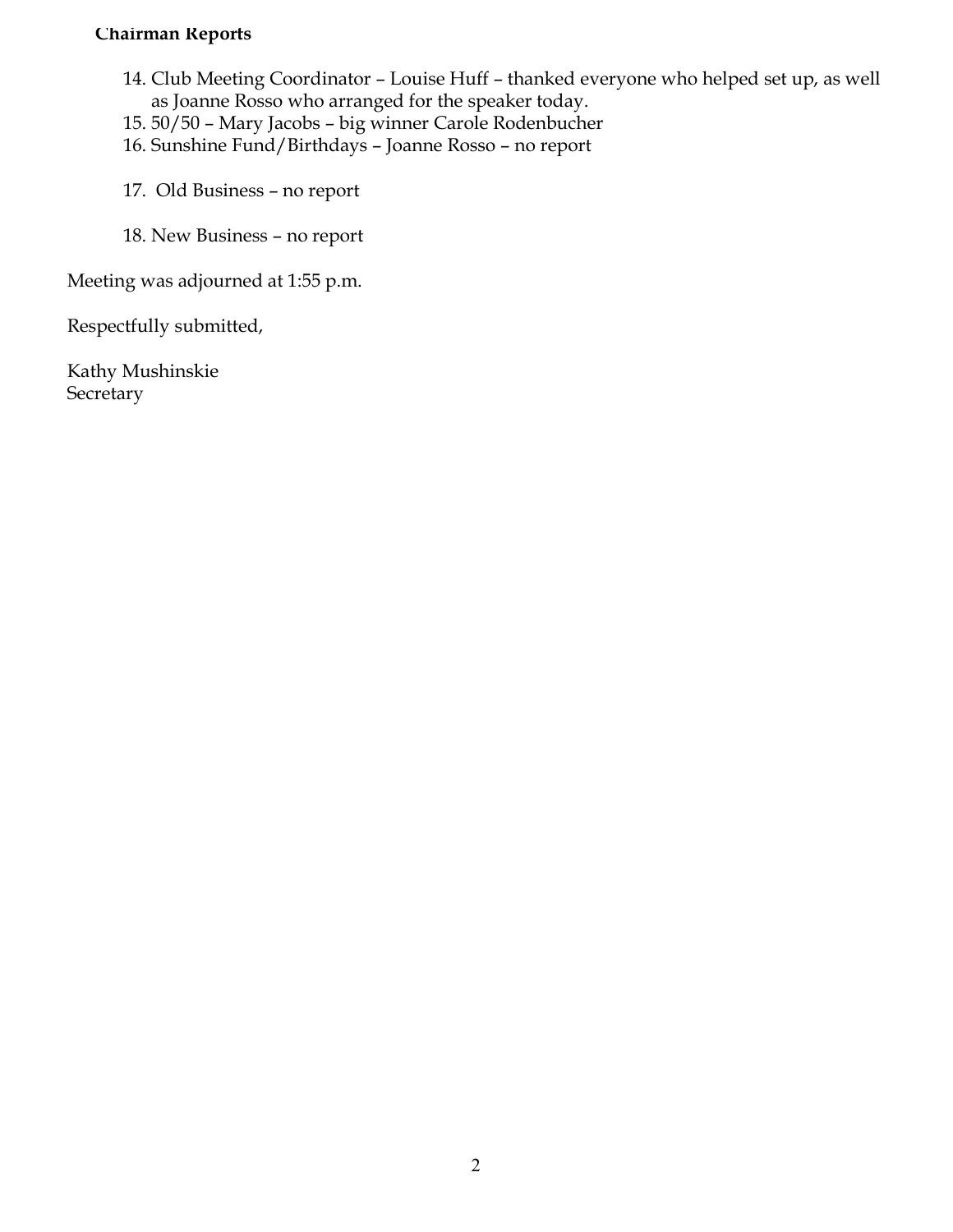**Chairman Reports**

14. Club Meeting Coordinator – Louise Huff – thanked everyone who helped set up, as well as Joanne Rosso who arranged for the speaker today.
15. 50/50 – Mary Jacobs – big winner Carole Rodenbucher
16. Sunshine Fund/Birthdays – Joanne Rosso – no report

17. Old Business – no report

18. New Business – no report

Meeting was adjourned at 1:55 p.m.

Respectfully submitted,

Kathy Mushinskie
Secretary